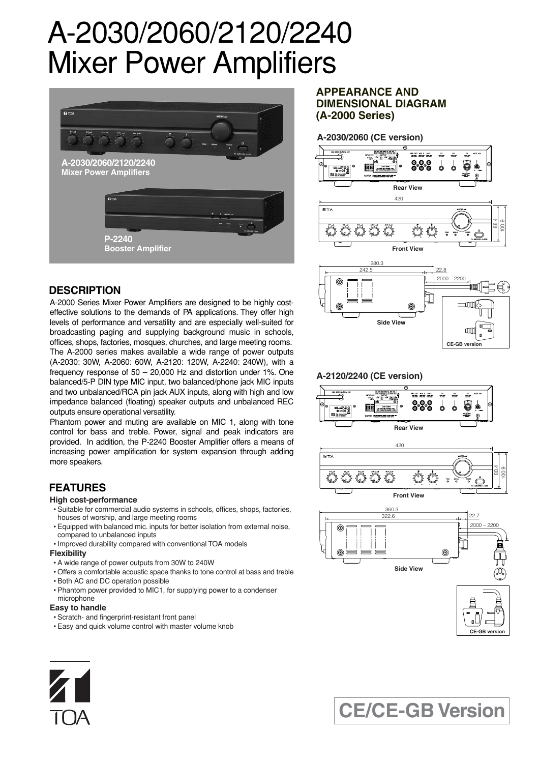# A-2030/2060/2120/2240 Mixer Power Amplifiers

A-2030/2060/2120/2240
**Mixer Power Amplifiers**

P-2240
**Booster Amplifier**

## DESCRIPTION

A-2000 Series Mixer Power Amplifiers are designed to be highly cost-effective solutions to the demands of PA applications. They offer high levels of performance and versatility and are especially well-suited for broadcasting paging and supplying background music in schools, offices, shops, factories, mosques, churches, and large meeting rooms. The A-2000 series makes available a wide range of power outputs (A-2030: 30W, A-2060: 60W, A-2120: 120W, A-2240: 240W), with a frequency response of 50 – 20,000 Hz and distortion under 1%. One balanced/5-P DIN type MIC input, two balanced/phone jack MIC inputs and two unbalanced/RCA pin jack AUX inputs, along with high and low impedance balanced (floating) speaker outputs and unbalanced REC outputs ensure operational versatility.

Phantom power and muting are available on MIC 1, along with tone control for bass and treble. Power, signal and peak indicators are provided. In addition, the P-2240 Booster Amplifier offers a means of increasing power amplification for system expansion through adding more speakers.

## FEATURES

**High cost-performance**

- Suitable for commercial audio systems in schools, offices, shops, factories, houses of worship, and large meeting rooms
- Equipped with balanced mic. inputs for better isolation from external noise, compared to unbalanced inputs
- Improved durability compared with conventional TOA models

**Flexibility**

- A wide range of power outputs from 30W to 240W
- Offers a comfortable acoustic space thanks to tone control at bass and treble
- Both AC and DC operation possible
- Phantom power provided to MIC1, for supplying power to a condenser microphone

**Easy to handle**

- Scratch- and fingerprint-resistant front panel
- Easy and quick volume control with master volume knob

## APPEARANCE AND DIMENSIONAL DIAGRAM (A-2000 Series)

### A-2030/2060 (CE version)

Rear View

Front View (420, 88.4, 100.9)

Side View (280.3, 242.5, 22.8, 2000 – 2200)

CE-GB version

### A-2120/2240 (CE version)

Rear View

Front View (420, 88.4, 100.9)

Side View (360.3, 322.6, 22.7, 2000 – 2200)

CE-GB version

TOA

**CE/CE-GB Version**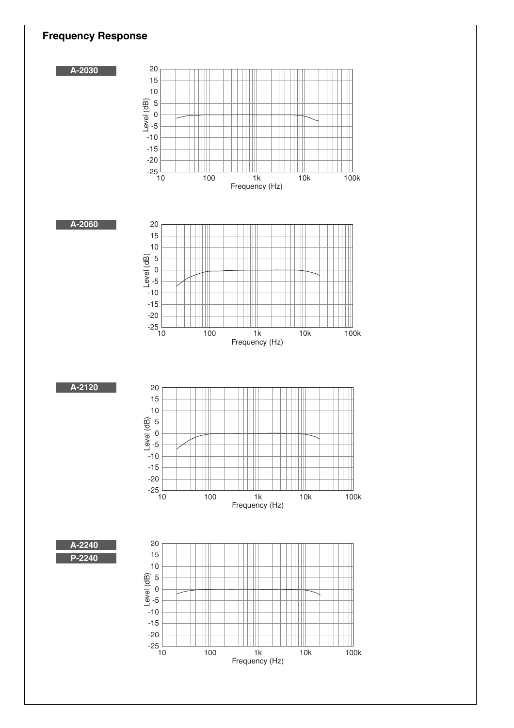## Frequency Response

**A-2030**

**A-2060**

**A-2120**

**A-2240**

**P-2240**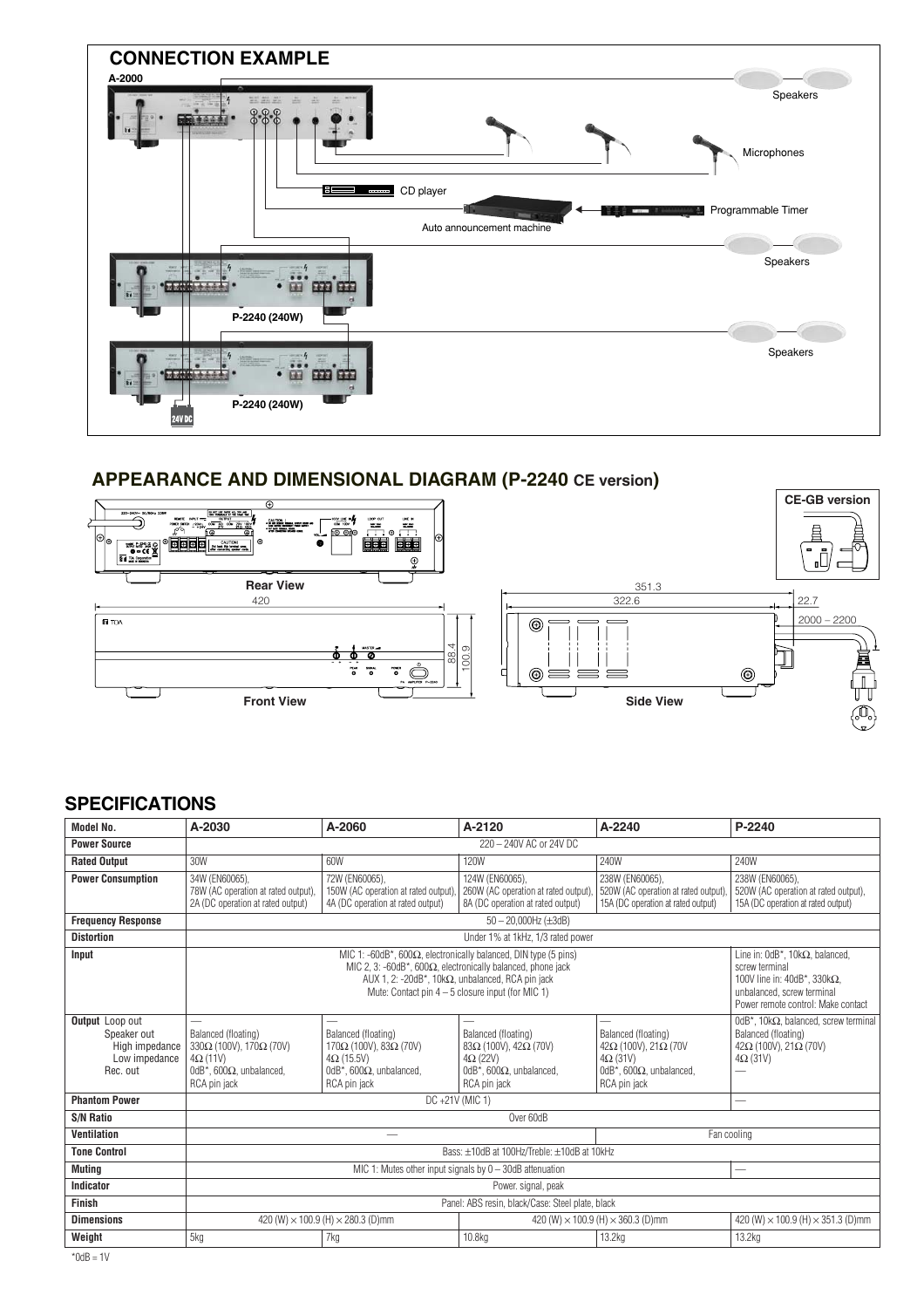## CONNECTION EXAMPLE

A-2000

Speakers

Microphones

CD player

Programmable Timer

Auto announcement machine

Speakers

P-2240 (240W)

Speakers

P-2240 (240W)

24V DC

## APPEARANCE AND DIMENSIONAL DIAGRAM (P-2240 CE version)

CE-GB version

Rear View

420

Front View

88.4

100.9

351.3

322.6

22.7

2000 – 2200

Side View

## SPECIFICATIONS

| Model No. | A-2030 | A-2060 | A-2120 | A-2240 | P-2240 |
|---|---|---|---|---|---|
| **Power Source** | 220 – 240V AC or 24V DC | | | | |
| **Rated Output** | 30W | 60W | 120W | 240W | 240W |
| **Power Consumption** | 34W (EN60065), 78W (AC operation at rated output), 2A (DC operation at rated output) | 72W (EN60065), 150W (AC operation at rated output), 4A (DC operation at rated output) | 124W (EN60065), 260W (AC operation at rated output), 8A (DC operation at rated output) | 238W (EN60065), 520W (AC operation at rated output), 15A (DC operation at rated output) | 238W (EN60065), 520W (AC operation at rated output), 15A (DC operation at rated output) |
| **Frequency Response** | 50 – 20,000Hz (±3dB) | | | | |
| **Distortion** | Under 1% at 1kHz, 1/3 rated power | | | | |
| **Input** | MIC 1: -60dB*, 600Ω, electronically balanced, DIN type (5 pins)<br>MIC 2, 3: -60dB*, 600Ω, electronically balanced, phone jack<br>AUX 1, 2: -20dB*, 10kΩ, unbalanced, RCA pin jack<br>Mute: Contact pin 4 – 5 closure input (for MIC 1) | | | | Line in: 0dB*, 10kΩ, balanced, screw terminal<br>100V line in: 40dB*, 330kΩ, unbalanced, screw terminal<br>Power remote control: Make contact |
| **Output** Loop out<br>Speaker out<br>High impedance<br>Low impedance<br>Rec. out | —<br>Balanced (floating)<br>330Ω (100V), 170Ω (70V)<br>4Ω (11V)<br>0dB*, 600Ω, unbalanced, RCA pin jack | —<br>Balanced (floating)<br>170Ω (100V), 83Ω (70V)<br>4Ω (15.5V)<br>0dB*, 600Ω, unbalanced, RCA pin jack | —<br>Balanced (floating)<br>83Ω (100V), 42Ω (70V)<br>4Ω (22V)<br>0dB*, 600Ω, unbalanced, RCA pin jack | —<br>Balanced (floating)<br>42Ω (100V), 21Ω (70V<br>4Ω (31V)<br>0dB*, 600Ω, unbalanced, RCA pin jack | 0dB*, 10kΩ, balanced, screw terminal<br>Balanced (floating)<br>42Ω (100V), 21Ω (70V)<br>4Ω (31V)<br>— |
| **Phantom Power** | DC +21V (MIC 1) | | | | — |
| **S/N Ratio** | Over 60dB | | | | |
| **Ventilation** | — | | | Fan cooling | |
| **Tone Control** | Bass: ±10dB at 100Hz/Treble: ±10dB at 10kHz | | | | |
| **Muting** | MIC 1: Mutes other input signals by 0 – 30dB attenuation | | | | — |
| **Indicator** | Power. signal, peak | | | | |
| **Finish** | Panel: ABS resin, black/Case: Steel plate, black | | | | |
| **Dimensions** | 420 (W) × 100.9 (H) × 280.3 (D)mm | | 420 (W) × 100.9 (H) × 360.3 (D)mm | | 420 (W) × 100.9 (H) × 351.3 (D)mm |
| **Weight** | 5kg | 7kg | 10.8kg | 13.2kg | 13.2kg |

*0dB = 1V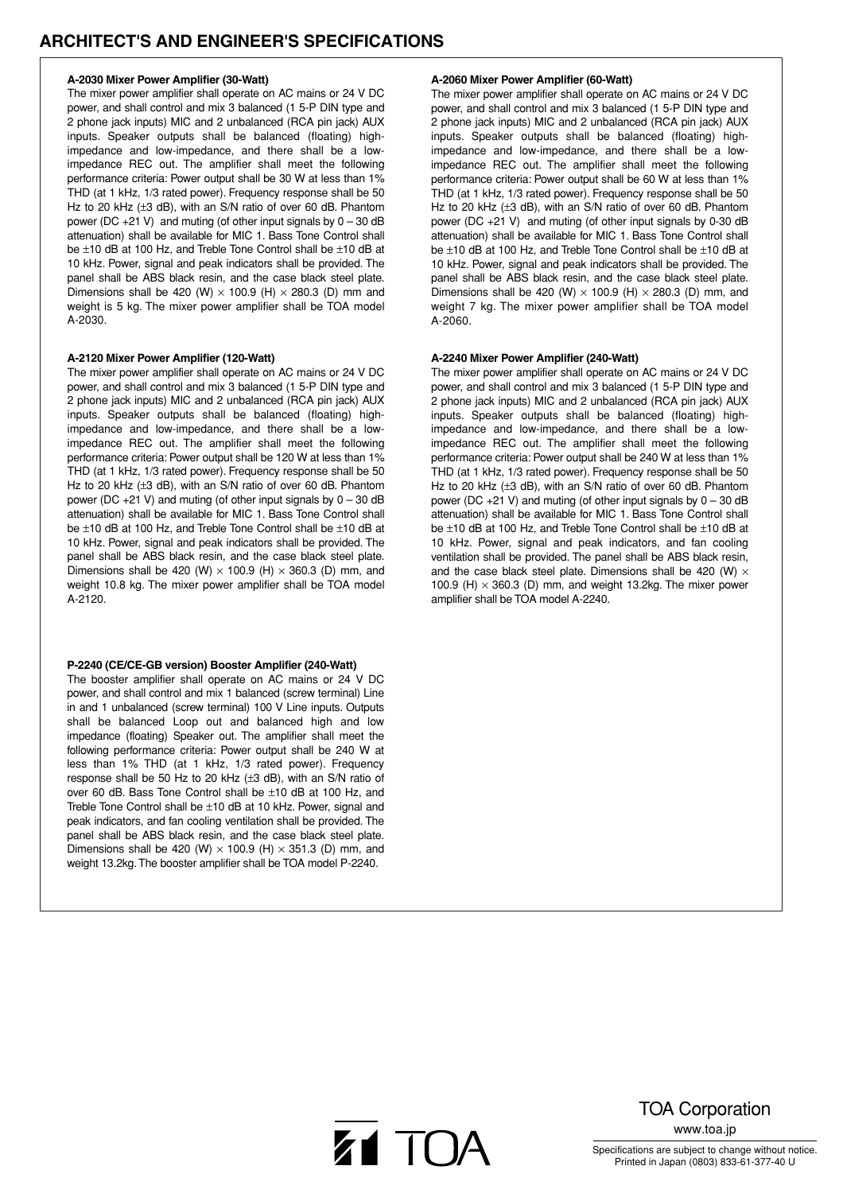## ARCHITECT'S AND ENGINEER'S SPECIFICATIONS

**A-2030 Mixer Power Amplifier (30-Watt)**

The mixer power amplifier shall operate on AC mains or 24 V DC power, and shall control and mix 3 balanced (1 5-P DIN type and 2 phone jack inputs) MIC and 2 unbalanced (RCA pin jack) AUX inputs. Speaker outputs shall be balanced (floating) high-impedance and low-impedance, and there shall be a low-impedance REC out. The amplifier shall meet the following performance criteria: Power output shall be 30 W at less than 1% THD (at 1 kHz, 1/3 rated power). Frequency response shall be 50 Hz to 20 kHz (±3 dB), with an S/N ratio of over 60 dB. Phantom power (DC +21 V) and muting (of other input signals by 0 – 30 dB attenuation) shall be available for MIC 1. Bass Tone Control shall be ±10 dB at 100 Hz, and Treble Tone Control shall be ±10 dB at 10 kHz. Power, signal and peak indicators shall be provided. The panel shall be ABS black resin, and the case black steel plate. Dimensions shall be 420 (W) × 100.9 (H) × 280.3 (D) mm and weight is 5 kg. The mixer power amplifier shall be TOA model A-2030.

**A-2120 Mixer Power Amplifier (120-Watt)**

The mixer power amplifier shall operate on AC mains or 24 V DC power, and shall control and mix 3 balanced (1 5-P DIN type and 2 phone jack inputs) MIC and 2 unbalanced (RCA pin jack) AUX inputs. Speaker outputs shall be balanced (floating) high-impedance and low-impedance, and there shall be a low-impedance REC out. The amplifier shall meet the following performance criteria: Power output shall be 120 W at less than 1% THD (at 1 kHz, 1/3 rated power). Frequency response shall be 50 Hz to 20 kHz (±3 dB), with an S/N ratio of over 60 dB. Phantom power (DC +21 V) and muting (of other input signals by 0 – 30 dB attenuation) shall be available for MIC 1. Bass Tone Control shall be ±10 dB at 100 Hz, and Treble Tone Control shall be ±10 dB at 10 kHz. Power, signal and peak indicators shall be provided. The panel shall be ABS black resin, and the case black steel plate. Dimensions shall be 420 (W) × 100.9 (H) × 360.3 (D) mm, and weight 10.8 kg. The mixer power amplifier shall be TOA model A-2120.

**P-2240 (CE/CE-GB version) Booster Amplifier (240-Watt)**

The booster amplifier shall operate on AC mains or 24 V DC power, and shall control and mix 1 balanced (screw terminal) Line in and 1 unbalanced (screw terminal) 100 V Line inputs. Outputs shall be balanced Loop out and balanced high and low impedance (floating) Speaker out. The amplifier shall meet the following performance criteria: Power output shall be 240 W at less than 1% THD (at 1 kHz, 1/3 rated power). Frequency response shall be 50 Hz to 20 kHz (±3 dB), with an S/N ratio of over 60 dB. Bass Tone Control shall be ±10 dB at 100 Hz, and Treble Tone Control shall be ±10 dB at 10 kHz. Power, signal and peak indicators, and fan cooling ventilation shall be provided. The panel shall be ABS black resin, and the case black steel plate. Dimensions shall be 420 (W) × 100.9 (H) × 351.3 (D) mm, and weight 13.2kg. The booster amplifier shall be TOA model P-2240.

**A-2060 Mixer Power Amplifier (60-Watt)**

The mixer power amplifier shall operate on AC mains or 24 V DC power, and shall control and mix 3 balanced (1 5-P DIN type and 2 phone jack inputs) MIC and 2 unbalanced (RCA pin jack) AUX inputs. Speaker outputs shall be balanced (floating) high-impedance and low-impedance, and there shall be a low-impedance REC out. The amplifier shall meet the following performance criteria: Power output shall be 60 W at less than 1% THD (at 1 kHz, 1/3 rated power). Frequency response shall be 50 Hz to 20 kHz (±3 dB), with an S/N ratio of over 60 dB. Phantom power (DC +21 V) and muting (of other input signals by 0-30 dB attenuation) shall be available for MIC 1. Bass Tone Control shall be ±10 dB at 100 Hz, and Treble Tone Control shall be ±10 dB at 10 kHz. Power, signal and peak indicators shall be provided. The panel shall be ABS black resin, and the case black steel plate. Dimensions shall be 420 (W) × 100.9 (H) × 280.3 (D) mm, and weight 7 kg. The mixer power amplifier shall be TOA model A-2060.

**A-2240 Mixer Power Amplifier (240-Watt)**

The mixer power amplifier shall operate on AC mains or 24 V DC power, and shall control and mix 3 balanced (1 5-P DIN type and 2 phone jack inputs) MIC and 2 unbalanced (RCA pin jack) AUX inputs. Speaker outputs shall be balanced (floating) high-impedance and low-impedance, and there shall be a low-impedance REC out. The amplifier shall meet the following performance criteria: Power output shall be 240 W at less than 1% THD (at 1 kHz, 1/3 rated power). Frequency response shall be 50 Hz to 20 kHz (±3 dB), with an S/N ratio of over 60 dB. Phantom power (DC +21 V) and muting (of other input signals by 0 – 30 dB attenuation) shall be available for MIC 1. Bass Tone Control shall be ±10 dB at 100 Hz, and Treble Tone Control shall be ±10 dB at 10 kHz. Power, signal and peak indicators, and fan cooling ventilation shall be provided. The panel shall be ABS black resin, and the case black steel plate. Dimensions shall be 420 (W) × 100.9 (H) × 360.3 (D) mm, and weight 13.2kg. The mixer power amplifier shall be TOA model A-2240.

TOA

TOA Corporation

www.toa.jp

Specifications are subject to change without notice.
Printed in Japan (0803) 833-61-377-40 U